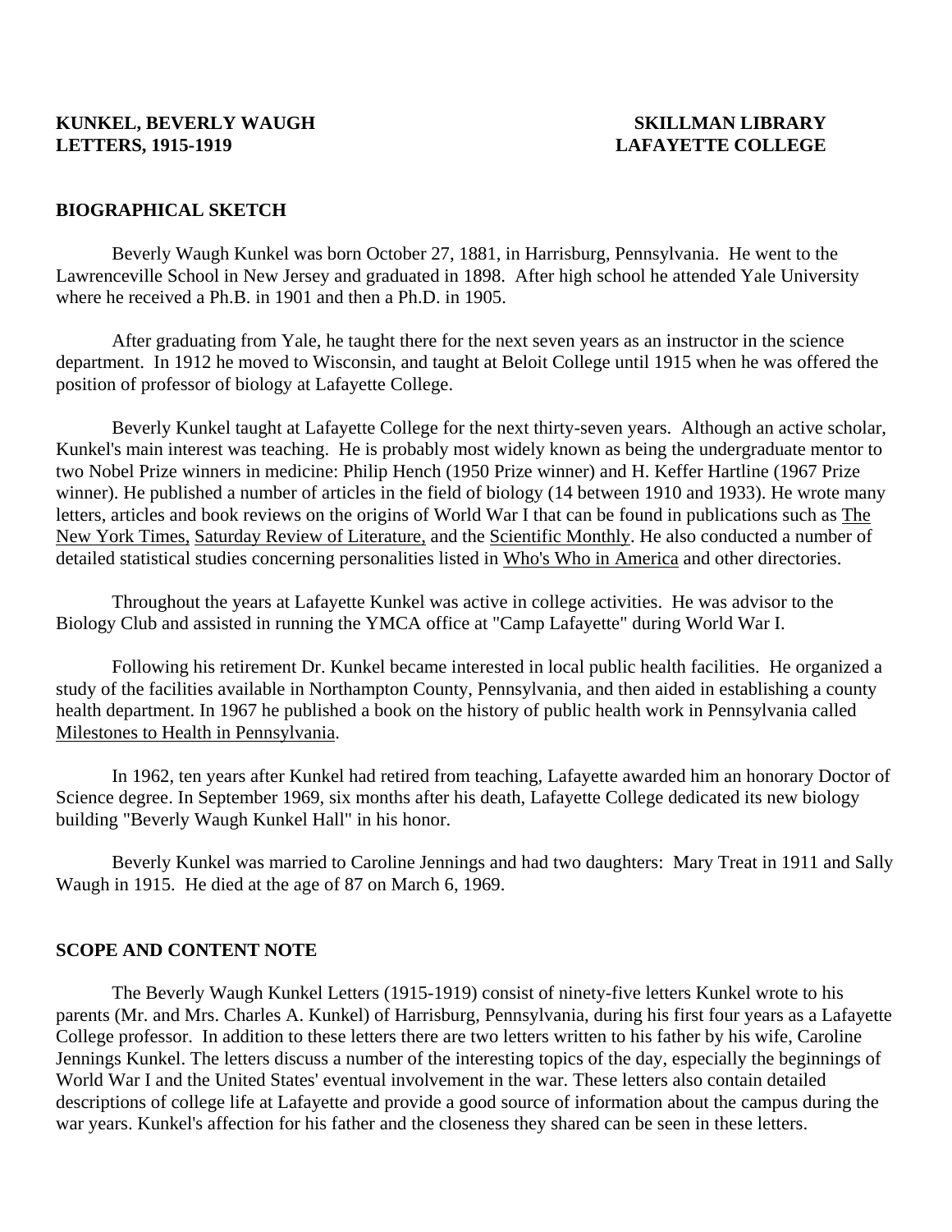**KUNKEL, BEVERLY WAUGH**
**LETTERS, 1915-1919**

**SKILLMAN LIBRARY**
**LAFAYETTE COLLEGE**

## BIOGRAPHICAL SKETCH

Beverly Waugh Kunkel was born October 27, 1881, in Harrisburg, Pennsylvania. He went to the Lawrenceville School in New Jersey and graduated in 1898. After high school he attended Yale University where he received a Ph.B. in 1901 and then a Ph.D. in 1905.

After graduating from Yale, he taught there for the next seven years as an instructor in the science department. In 1912 he moved to Wisconsin, and taught at Beloit College until 1915 when he was offered the position of professor of biology at Lafayette College.

Beverly Kunkel taught at Lafayette College for the next thirty-seven years. Although an active scholar, Kunkel's main interest was teaching. He is probably most widely known as being the undergraduate mentor to two Nobel Prize winners in medicine: Philip Hench (1950 Prize winner) and H. Keffer Hartline (1967 Prize winner). He published a number of articles in the field of biology (14 between 1910 and 1933). He wrote many letters, articles and book reviews on the origins of World War I that can be found in publications such as The New York Times, Saturday Review of Literature, and the Scientific Monthly. He also conducted a number of detailed statistical studies concerning personalities listed in Who's Who in America and other directories.

Throughout the years at Lafayette Kunkel was active in college activities. He was advisor to the Biology Club and assisted in running the YMCA office at "Camp Lafayette" during World War I.

Following his retirement Dr. Kunkel became interested in local public health facilities. He organized a study of the facilities available in Northampton County, Pennsylvania, and then aided in establishing a county health department. In 1967 he published a book on the history of public health work in Pennsylvania called Milestones to Health in Pennsylvania.

In 1962, ten years after Kunkel had retired from teaching, Lafayette awarded him an honorary Doctor of Science degree. In September 1969, six months after his death, Lafayette College dedicated its new biology building "Beverly Waugh Kunkel Hall" in his honor.

Beverly Kunkel was married to Caroline Jennings and had two daughters: Mary Treat in 1911 and Sally Waugh in 1915. He died at the age of 87 on March 6, 1969.

## SCOPE AND CONTENT NOTE

The Beverly Waugh Kunkel Letters (1915-1919) consist of ninety-five letters Kunkel wrote to his parents (Mr. and Mrs. Charles A. Kunkel) of Harrisburg, Pennsylvania, during his first four years as a Lafayette College professor. In addition to these letters there are two letters written to his father by his wife, Caroline Jennings Kunkel. The letters discuss a number of the interesting topics of the day, especially the beginnings of World War I and the United States' eventual involvement in the war. These letters also contain detailed descriptions of college life at Lafayette and provide a good source of information about the campus during the war years. Kunkel's affection for his father and the closeness they shared can be seen in these letters.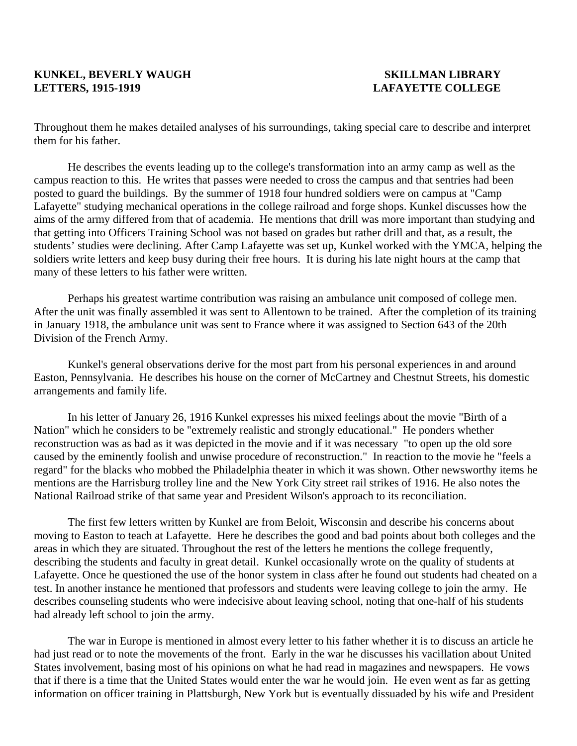Throughout them he makes detailed analyses of his surroundings, taking special care to describe and interpret them for his father.

He describes the events leading up to the college's transformation into an army camp as well as the campus reaction to this. He writes that passes were needed to cross the campus and that sentries had been posted to guard the buildings. By the summer of 1918 four hundred soldiers were on campus at "Camp Lafayette" studying mechanical operations in the college railroad and forge shops. Kunkel discusses how the aims of the army differed from that of academia. He mentions that drill was more important than studying and that getting into Officers Training School was not based on grades but rather drill and that, as a result, the students' studies were declining. After Camp Lafayette was set up, Kunkel worked with the YMCA, helping the soldiers write letters and keep busy during their free hours. It is during his late night hours at the camp that many of these letters to his father were written.

Perhaps his greatest wartime contribution was raising an ambulance unit composed of college men. After the unit was finally assembled it was sent to Allentown to be trained. After the completion of its training in January 1918, the ambulance unit was sent to France where it was assigned to Section 643 of the 20th Division of the French Army.

Kunkel's general observations derive for the most part from his personal experiences in and around Easton, Pennsylvania. He describes his house on the corner of McCartney and Chestnut Streets, his domestic arrangements and family life.

In his letter of January 26, 1916 Kunkel expresses his mixed feelings about the movie "Birth of a Nation" which he considers to be "extremely realistic and strongly educational." He ponders whether reconstruction was as bad as it was depicted in the movie and if it was necessary "to open up the old sore caused by the eminently foolish and unwise procedure of reconstruction." In reaction to the movie he "feels a regard" for the blacks who mobbed the Philadelphia theater in which it was shown. Other newsworthy items he mentions are the Harrisburg trolley line and the New York City street rail strikes of 1916. He also notes the National Railroad strike of that same year and President Wilson's approach to its reconciliation.

The first few letters written by Kunkel are from Beloit, Wisconsin and describe his concerns about moving to Easton to teach at Lafayette. Here he describes the good and bad points about both colleges and the areas in which they are situated. Throughout the rest of the letters he mentions the college frequently, describing the students and faculty in great detail. Kunkel occasionally wrote on the quality of students at Lafayette. Once he questioned the use of the honor system in class after he found out students had cheated on a test. In another instance he mentioned that professors and students were leaving college to join the army. He describes counseling students who were indecisive about leaving school, noting that one-half of his students had already left school to join the army.

The war in Europe is mentioned in almost every letter to his father whether it is to discuss an article he had just read or to note the movements of the front. Early in the war he discusses his vacillation about United States involvement, basing most of his opinions on what he had read in magazines and newspapers. He vows that if there is a time that the United States would enter the war he would join. He even went as far as getting information on officer training in Plattsburgh, New York but is eventually dissuaded by his wife and President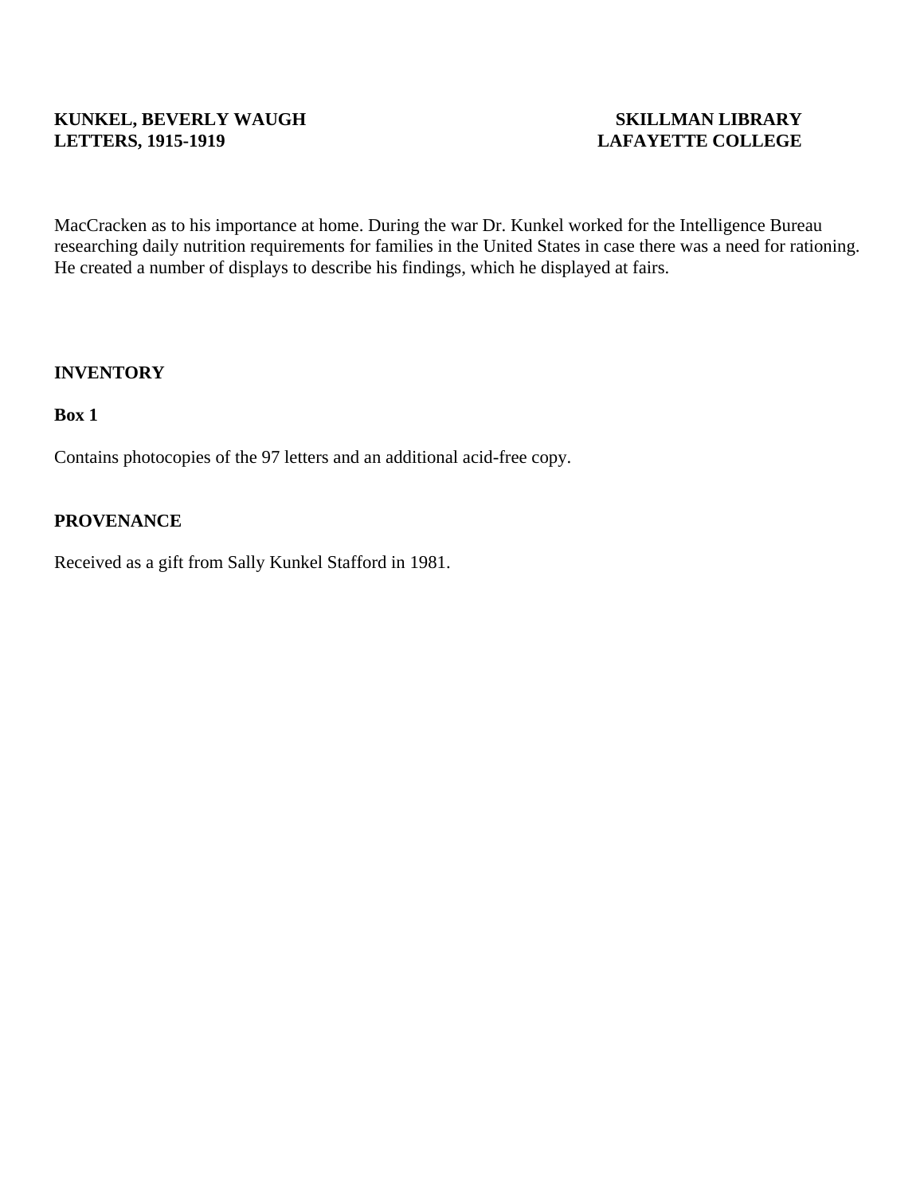MacCracken as to his importance at home. During the war Dr. Kunkel worked for the Intelligence Bureau researching daily nutrition requirements for families in the United States in case there was a need for rationing. He created a number of displays to describe his findings, which he displayed at fairs.

## INVENTORY

### Box 1

Contains photocopies of the 97 letters and an additional acid-free copy.

## PROVENANCE

Received as a gift from Sally Kunkel Stafford in 1981.